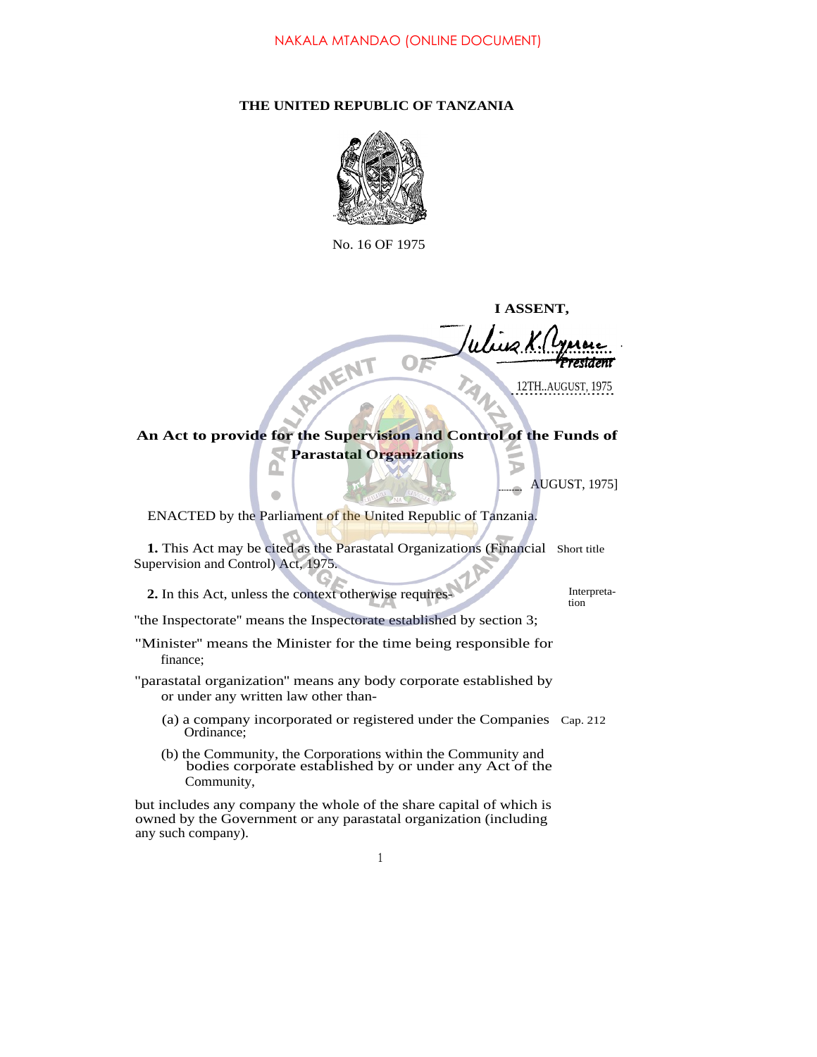NAKALA MTANDAO (ONLINE DOCUMENT)

**THE UNITED REPUBLIC OF TANZANIA**

No. 16 OF 1975

**I ASSENT,**

Julius K. Nyerere
*President*

12TH..AUGUST, 1975

**An Act to provide for the Supervision and Control of the Funds of Parastatal Organizations**

[........ AUGUST, 1975]

ENACTED by the Parliament of the United Republic of Tanzania.

Short title

**1.** This Act may be cited as the Parastatal Organizations (Financial Supervision and Control) Act, 1975.

Interpretation

**2.** In this Act, unless the context otherwise requires-

"the Inspectorate" means the Inspectorate established by section 3;

"Minister" means the Minister for the time being responsible for finance;

"parastatal organization" means any body corporate established by or under any written law other than-

(a) a company incorporated or registered under the Companies Ordinance; (Cap. 212)

(b) the Community, the Corporations within the Community and bodies corporate established by or under any Act of the Community,

but includes any company the whole of the share capital of which is owned by the Government or any parastatal organization (including any such company).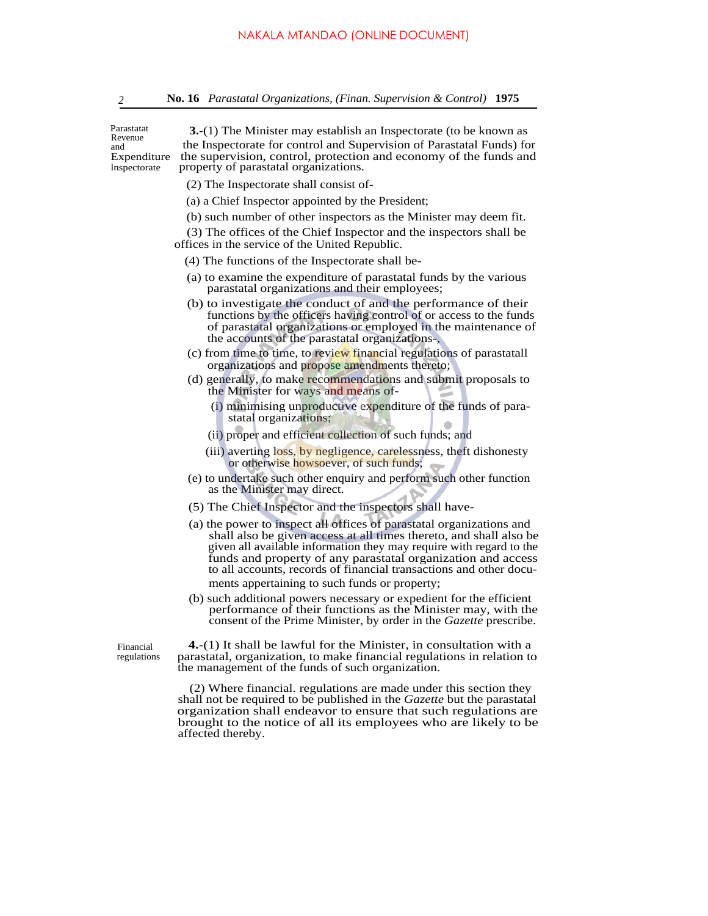**Parastatat Revenue and Expenditure Inspectorate**

**3.**-(1) The Minister may establish an Inspectorate (to be known as the Inspectorate for control and Supervision of Parastatal Funds) for the supervision, control, protection and economy of the funds and property of parastatal organizations.

(2) The Inspectorate shall consist of-

(a) a Chief Inspector appointed by the President;

(b) such number of other inspectors as the Minister may deem fit.

(3) The offices of the Chief Inspector and the inspectors shall be offices in the service of the United Republic.

(4) The functions of the Inspectorate shall be-

(a) to examine the expenditure of parastatal funds by the various parastatal organizations and their employees;

(b) to investigate the conduct of and the performance of their functions by the officers having control of or access to the funds of parastatal organizations or employed in the maintenance of the accounts of the parastatal organizations-,

(c) from time to time, to review financial regulations of parastatall organizations and propose amendments thereto;

(d) generally, to make recommendations and submit proposals to the Minister for ways and means of-

(i) minimising unproductive expenditure of the funds of parastatal organizations;

(ii) proper and efficient collection of such funds; and

(iii) averting loss, by negligence, carelessness, theft dishonesty or otherwise howsoever, of such funds;

(e) to undertake such other enquiry and perform such other function as the Minister may direct.

(5) The Chief Inspector and the inspectors shall have-

(a) the power to inspect all offices of parastatal organizations and shall also be given access at all times thereto, and shall also be given all available information they may require with regard to the funds and property of any parastatal organization and access to all accounts, records of financial transactions and other documents appertaining to such funds or property;

(b) such additional powers necessary or expedient for the efficient performance of their functions as the Minister may, with the consent of the Prime Minister, by order in the *Gazette* prescribe.

**Financial regulations**

**4.**-(1) It shall be lawful for the Minister, in consultation with a parastatal, organization, to make financial regulations in relation to the management of the funds of such organization.

(2) Where financial. regulations are made under this section they shall not be required to be published in the *Gazette* but the parastatal organization shall endeavor to ensure that such regulations are brought to the notice of all its employees who are likely to be affected thereby.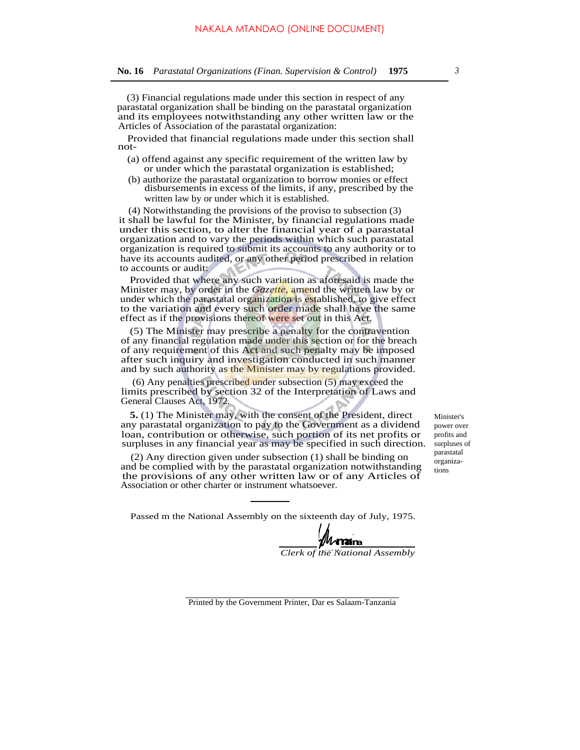(3) Financial regulations made under this section in respect of any parastatal organization shall be binding on the parastatal organization and its employees notwithstanding any other written law or the Articles of Association of the parastatal organization:

Provided that financial regulations made under this section shall not-

(a) offend against any specific requirement of the written law by or under which the parastatal organization is established;

(b) authorize the parastatal organization to borrow monies or effect disbursements in excess of the limits, if any, prescribed by the written law by or under which it is established.

(4) Notwithstanding the provisions of the proviso to subsection (3) it shall be lawful for the Minister, by financial regulations made under this section, to alter the financial year of a parastatal organization and to vary the periods within which such parastatal organization is required to submit its accounts to any authority or to have its accounts audited, or any other period prescribed in relation to accounts or audit:

Provided that where any such variation as aforesaid is made the Minister may, by order in the *Gazette*, amend the written law by or under which the parastatal organization is established, to give effect to the variation and every such order made shall have the same effect as if the provisions thereof were set out in this Act.

(5) The Minister may prescribe a penalty for the contravention of any financial regulation made under this section or for the breach of any requirement of this Act and such penalty may be imposed after such inquiry and investigation conducted in such manner and by such authority as the Minister may by regulations provided.

(6) Any penalties prescribed under subsection (5) may exceed the limits prescribed by section 32 of the Interpretation of Laws and General Clauses Act, 1972.

Minister's power over profits and surpluses of parastatal organizations

**5.** (1) The Minister may, with the consent of the President, direct any parastatal organization to pay to the Government as a dividend loan, contribution or otherwise, such portion of its net profits or surpluses in any financial year as may be specified in such direction.

(2) Any direction given under subsection (1) shall be binding on and be complied with by the parastatal organization notwithstanding the provisions of any other written law or of any Articles of Association or other charter or instrument whatsoever.

---

Passed m the National Assembly on the sixteenth day of July, 1975.

*Clerk of the National Assembly*

Printed by the Government Printer, Dar es Salaam-Tanzania